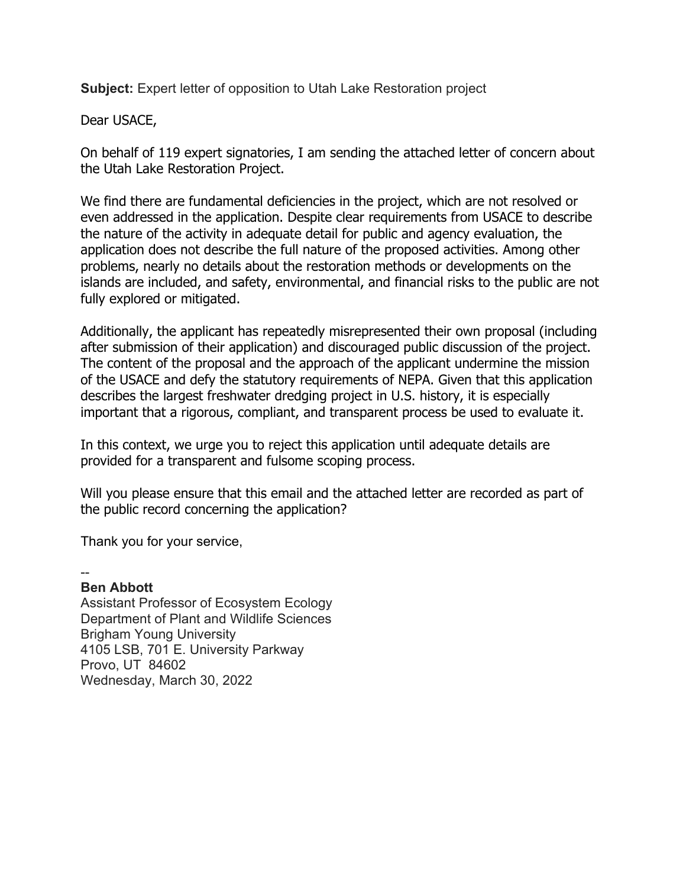**Subject:** Expert letter of opposition to Utah Lake Restoration project

Dear USACE,

On behalf of 119 expert signatories, I am sending the attached letter of concern about the Utah Lake Restoration Project.

We find there are fundamental deficiencies in the project, which are not resolved or even addressed in the application. Despite clear requirements from USACE to describe the nature of the activity in adequate detail for public and agency evaluation, the application does not describe the full nature of the proposed activities. Among other problems, nearly no details about the restoration methods or developments on the islands are included, and safety, environmental, and financial risks to the public are not fully explored or mitigated.

Additionally, the applicant has repeatedly misrepresented their own proposal (including after submission of their application) and discouraged public discussion of the project. The content of the proposal and the approach of the applicant undermine the mission of the USACE and defy the statutory requirements of NEPA. Given that this application describes the largest freshwater dredging project in U.S. history, it is especially important that a rigorous, compliant, and transparent process be used to evaluate it.

In this context, we urge you to reject this application until adequate details are provided for a transparent and fulsome scoping process.

Will you please ensure that this email and the attached letter are recorded as part of the public record concerning the application?

Thank you for your service,

--
**Ben Abbott**
Assistant Professor of Ecosystem Ecology
Department of Plant and Wildlife Sciences
Brigham Young University
4105 LSB, 701 E. University Parkway
Provo, UT 84602
Wednesday, March 30, 2022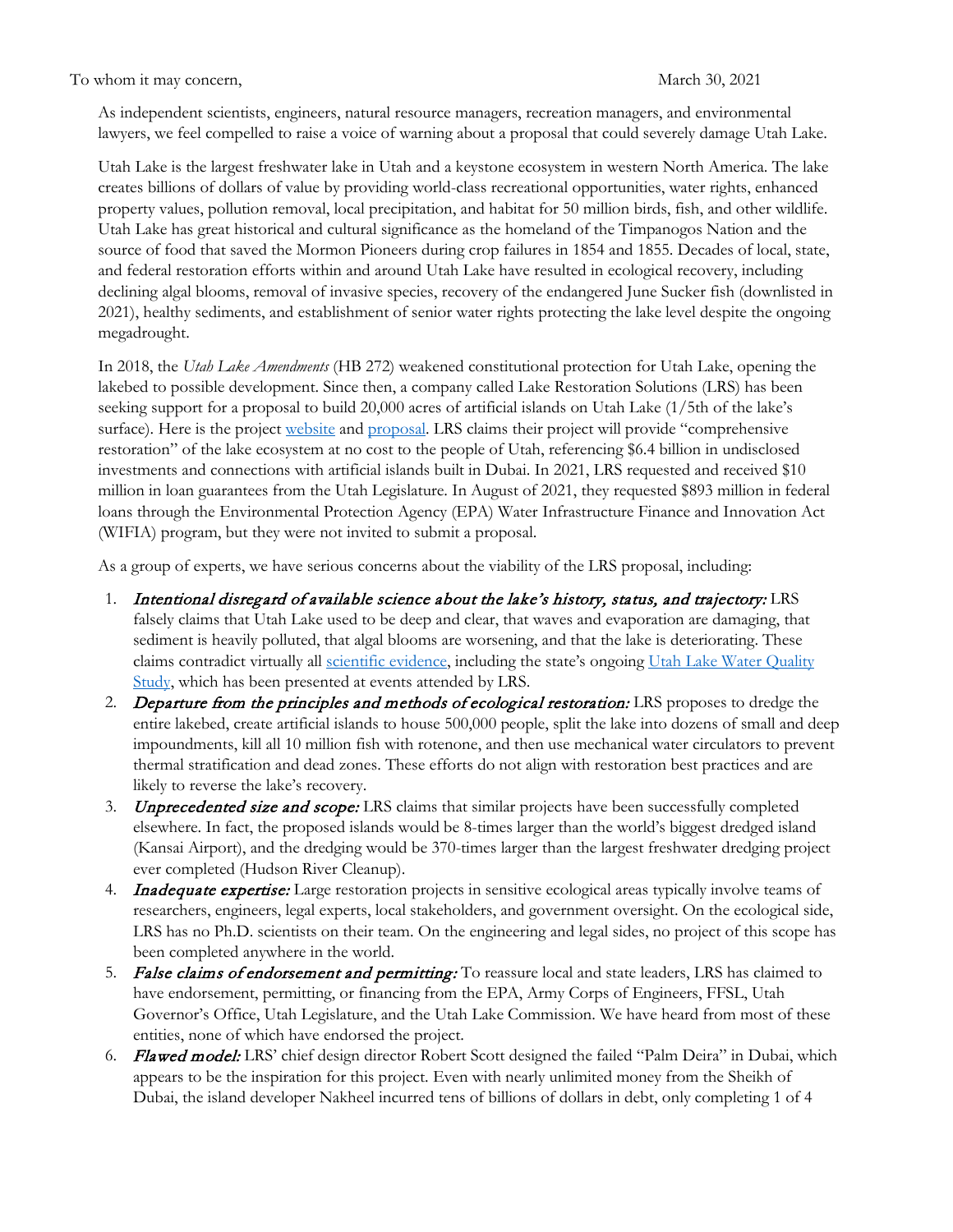To whom it may concern, March 30, 2021

As independent scientists, engineers, natural resource managers, recreation managers, and environmental lawyers, we feel compelled to raise a voice of warning about a proposal that could severely damage Utah Lake.

Utah Lake is the largest freshwater lake in Utah and a keystone ecosystem in western North America. The lake creates billions of dollars of value by providing world-class recreational opportunities, water rights, enhanced property values, pollution removal, local precipitation, and habitat for 50 million birds, fish, and other wildlife. Utah Lake has great historical and cultural significance as the homeland of the Timpanogos Nation and the source of food that saved the Mormon Pioneers during crop failures in 1854 and 1855. Decades of local, state, and federal restoration efforts within and around Utah Lake have resulted in ecological recovery, including declining algal blooms, removal of invasive species, recovery of the endangered June Sucker fish (downlisted in 2021), healthy sediments, and establishment of senior water rights protecting the lake level despite the ongoing megadrought.

In 2018, the *Utah Lake Amendments* (HB 272) weakened constitutional protection for Utah Lake, opening the lakebed to possible development. Since then, a company called Lake Restoration Solutions (LRS) has been seeking support for a proposal to build 20,000 acres of artificial islands on Utah Lake (1/5th of the lake's surface). Here is the project [website]() and [proposal](). LRS claims their project will provide "comprehensive restoration" of the lake ecosystem at no cost to the people of Utah, referencing $6.4 billion in undisclosed investments and connections with artificial islands built in Dubai. In 2021, LRS requested and received $10 million in loan guarantees from the Utah Legislature. In August of 2021, they requested $893 million in federal loans through the Environmental Protection Agency (EPA) Water Infrastructure Finance and Innovation Act (WIFIA) program, but they were not invited to submit a proposal.

As a group of experts, we have serious concerns about the viability of the LRS proposal, including:

1. ***Intentional disregard of available science about the lake's history, status, and trajectory:*** LRS falsely claims that Utah Lake used to be deep and clear, that waves and evaporation are damaging, that sediment is heavily polluted, that algal blooms are worsening, and that the lake is deteriorating. These claims contradict virtually all [scientific evidence](), including the state's ongoing [Utah Lake Water Quality Study](), which has been presented at events attended by LRS.
2. ***Departure from the principles and methods of ecological restoration:*** LRS proposes to dredge the entire lakebed, create artificial islands to house 500,000 people, split the lake into dozens of small and deep impoundments, kill all 10 million fish with rotenone, and then use mechanical water circulators to prevent thermal stratification and dead zones. These efforts do not align with restoration best practices and are likely to reverse the lake's recovery.
3. ***Unprecedented size and scope:*** LRS claims that similar projects have been successfully completed elsewhere. In fact, the proposed islands would be 8-times larger than the world's biggest dredged island (Kansai Airport), and the dredging would be 370-times larger than the largest freshwater dredging project ever completed (Hudson River Cleanup).
4. ***Inadequate expertise:*** Large restoration projects in sensitive ecological areas typically involve teams of researchers, engineers, legal experts, local stakeholders, and government oversight. On the ecological side, LRS has no Ph.D. scientists on their team. On the engineering and legal sides, no project of this scope has been completed anywhere in the world.
5. ***False claims of endorsement and permitting:*** To reassure local and state leaders, LRS has claimed to have endorsement, permitting, or financing from the EPA, Army Corps of Engineers, FFSL, Utah Governor's Office, Utah Legislature, and the Utah Lake Commission. We have heard from most of these entities, none of which have endorsed the project.
6. ***Flawed model:*** LRS' chief design director Robert Scott designed the failed "Palm Deira" in Dubai, which appears to be the inspiration for this project. Even with nearly unlimited money from the Sheikh of Dubai, the island developer Nakheel incurred tens of billions of dollars in debt, only completing 1 of 4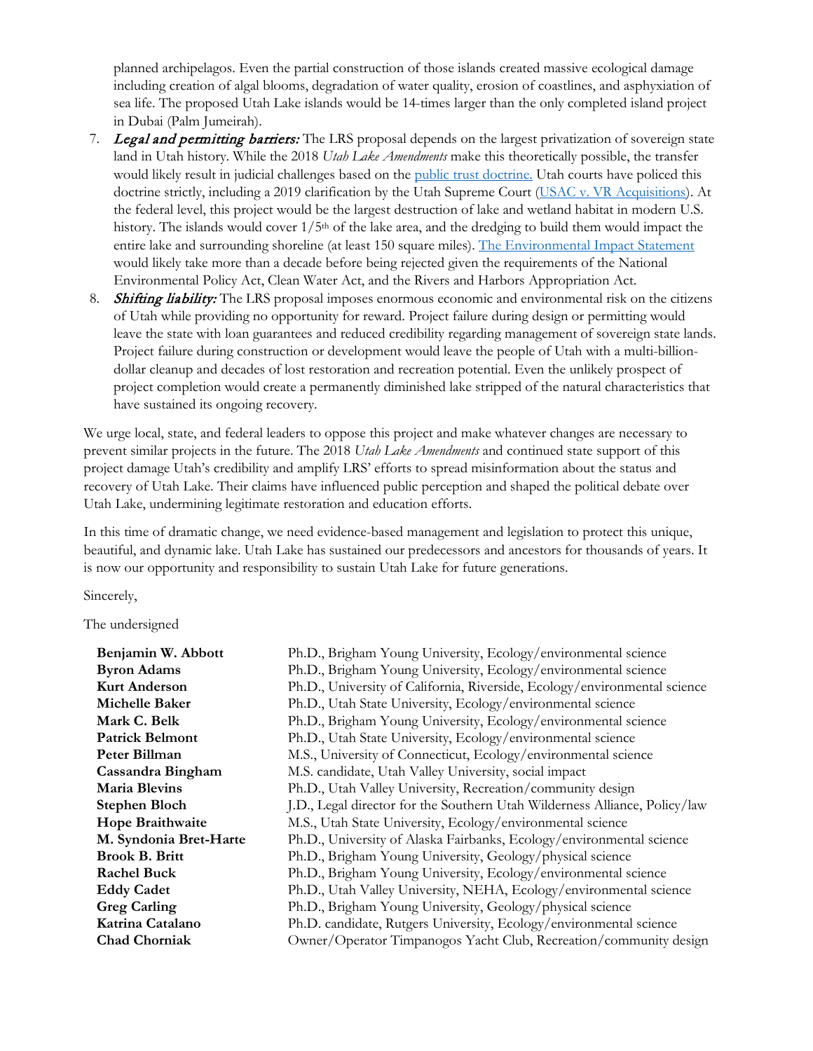planned archipelagos. Even the partial construction of those islands created massive ecological damage including creation of algal blooms, degradation of water quality, erosion of coastlines, and asphyxiation of sea life. The proposed Utah Lake islands would be 14-times larger than the only completed island project in Dubai (Palm Jumeirah).

7. ***Legal and permitting barriers:*** The LRS proposal depends on the largest privatization of sovereign state land in Utah history. While the 2018 *Utah Lake Amendments* make this theoretically possible, the transfer would likely result in judicial challenges based on the public trust doctrine. Utah courts have policed this doctrine strictly, including a 2019 clarification by the Utah Supreme Court (USAC v. VR Acquisitions). At the federal level, this project would be the largest destruction of lake and wetland habitat in modern U.S. history. The islands would cover 1/5th of the lake area, and the dredging to build them would impact the entire lake and surrounding shoreline (at least 150 square miles). The Environmental Impact Statement would likely take more than a decade before being rejected given the requirements of the National Environmental Policy Act, Clean Water Act, and the Rivers and Harbors Appropriation Act.
8. ***Shifting liability:*** The LRS proposal imposes enormous economic and environmental risk on the citizens of Utah while providing no opportunity for reward. Project failure during design or permitting would leave the state with loan guarantees and reduced credibility regarding management of sovereign state lands. Project failure during construction or development would leave the people of Utah with a multi-billion-dollar cleanup and decades of lost restoration and recreation potential. Even the unlikely prospect of project completion would create a permanently diminished lake stripped of the natural characteristics that have sustained its ongoing recovery.

We urge local, state, and federal leaders to oppose this project and make whatever changes are necessary to prevent similar projects in the future. The 2018 *Utah Lake Amendments* and continued state support of this project damage Utah's credibility and amplify LRS' efforts to spread misinformation about the status and recovery of Utah Lake. Their claims have influenced public perception and shaped the political debate over Utah Lake, undermining legitimate restoration and education efforts.

In this time of dramatic change, we need evidence-based management and legislation to protect this unique, beautiful, and dynamic lake. Utah Lake has sustained our predecessors and ancestors for thousands of years. It is now our opportunity and responsibility to sustain Utah Lake for future generations.

Sincerely,

The undersigned

| | |
|---|---|
| **Benjamin W. Abbott** | Ph.D., Brigham Young University, Ecology/environmental science |
| **Byron Adams** | Ph.D., Brigham Young University, Ecology/environmental science |
| **Kurt Anderson** | Ph.D., University of California, Riverside, Ecology/environmental science |
| **Michelle Baker** | Ph.D., Utah State University, Ecology/environmental science |
| **Mark C. Belk** | Ph.D., Brigham Young University, Ecology/environmental science |
| **Patrick Belmont** | Ph.D., Utah State University, Ecology/environmental science |
| **Peter Billman** | M.S., University of Connecticut, Ecology/environmental science |
| **Cassandra Bingham** | M.S. candidate, Utah Valley University, social impact |
| **Maria Blevins** | Ph.D., Utah Valley University, Recreation/community design |
| **Stephen Bloch** | J.D., Legal director for the Southern Utah Wilderness Alliance, Policy/law |
| **Hope Braithwaite** | M.S., Utah State University, Ecology/environmental science |
| **M. Syndonia Bret-Harte** | Ph.D., University of Alaska Fairbanks, Ecology/environmental science |
| **Brook B. Britt** | Ph.D., Brigham Young University, Geology/physical science |
| **Rachel Buck** | Ph.D., Brigham Young University, Ecology/environmental science |
| **Eddy Cadet** | Ph.D., Utah Valley University, NEHA, Ecology/environmental science |
| **Greg Carling** | Ph.D., Brigham Young University, Geology/physical science |
| **Katrina Catalano** | Ph.D. candidate, Rutgers University, Ecology/environmental science |
| **Chad Chorniak** | Owner/Operator Timpanogos Yacht Club, Recreation/community design |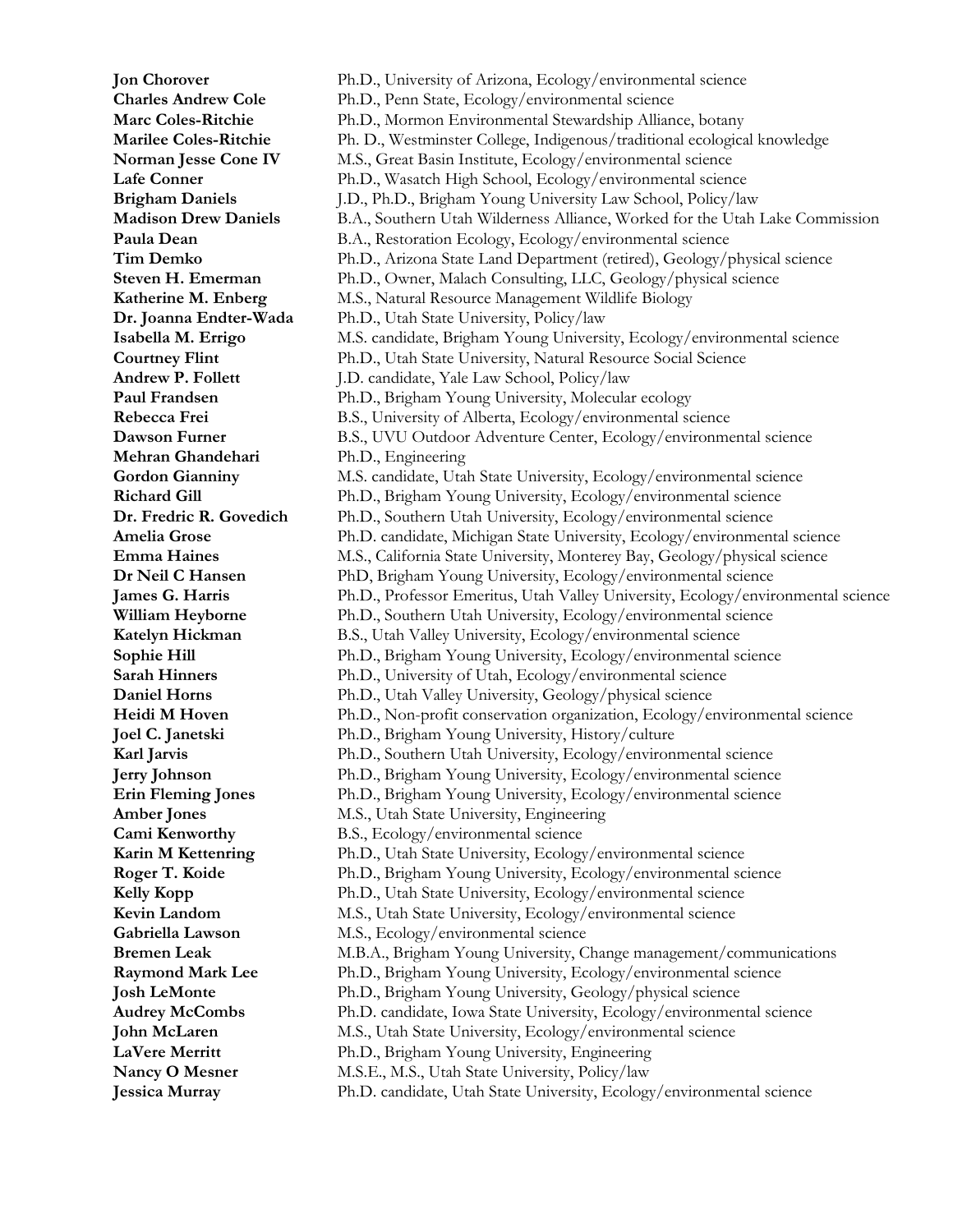**Jon Chorover** Ph.D., University of Arizona, Ecology/environmental science
**Charles Andrew Cole** Ph.D., Penn State, Ecology/environmental science
**Marc Coles-Ritchie** Ph.D., Mormon Environmental Stewardship Alliance, botany
**Marilee Coles-Ritchie** Ph. D., Westminster College, Indigenous/traditional ecological knowledge
**Norman Jesse Cone IV** M.S., Great Basin Institute, Ecology/environmental science
**Lafe Conner** Ph.D., Wasatch High School, Ecology/environmental science
**Brigham Daniels** J.D., Ph.D., Brigham Young University Law School, Policy/law
**Madison Drew Daniels** B.A., Southern Utah Wilderness Alliance, Worked for the Utah Lake Commission
**Paula Dean** B.A., Restoration Ecology, Ecology/environmental science
**Tim Demko** Ph.D., Arizona State Land Department (retired), Geology/physical science
**Steven H. Emerman** Ph.D., Owner, Malach Consulting, LLC, Geology/physical science
**Katherine M. Enberg** M.S., Natural Resource Management Wildlife Biology
**Dr. Joanna Endter-Wada** Ph.D., Utah State University, Policy/law
**Isabella M. Errigo** M.S. candidate, Brigham Young University, Ecology/environmental science
**Courtney Flint** Ph.D., Utah State University, Natural Resource Social Science
**Andrew P. Follett** J.D. candidate, Yale Law School, Policy/law
**Paul Frandsen** Ph.D., Brigham Young University, Molecular ecology
**Rebecca Frei** B.S., University of Alberta, Ecology/environmental science
**Dawson Furner** B.S., UVU Outdoor Adventure Center, Ecology/environmental science
**Mehran Ghandehari** Ph.D., Engineering
**Gordon Gianniny** M.S. candidate, Utah State University, Ecology/environmental science
**Richard Gill** Ph.D., Brigham Young University, Ecology/environmental science
**Dr. Fredric R. Govedich** Ph.D., Southern Utah University, Ecology/environmental science
**Amelia Grose** Ph.D. candidate, Michigan State University, Ecology/environmental science
**Emma Haines** M.S., California State University, Monterey Bay, Geology/physical science
**Dr Neil C Hansen** PhD, Brigham Young University, Ecology/environmental science
**James G. Harris** Ph.D., Professor Emeritus, Utah Valley University, Ecology/environmental science
**William Heyborne** Ph.D., Southern Utah University, Ecology/environmental science
**Katelyn Hickman** B.S., Utah Valley University, Ecology/environmental science
**Sophie Hill** Ph.D., Brigham Young University, Ecology/environmental science
**Sarah Hinners** Ph.D., University of Utah, Ecology/environmental science
**Daniel Horns** Ph.D., Utah Valley University, Geology/physical science
**Heidi M Hoven** Ph.D., Non-profit conservation organization, Ecology/environmental science
**Joel C. Janetski** Ph.D., Brigham Young University, History/culture
**Karl Jarvis** Ph.D., Southern Utah University, Ecology/environmental science
**Jerry Johnson** Ph.D., Brigham Young University, Ecology/environmental science
**Erin Fleming Jones** Ph.D., Brigham Young University, Ecology/environmental science
**Amber Jones** M.S., Utah State University, Engineering
**Cami Kenworthy** B.S., Ecology/environmental science
**Karin M Kettenring** Ph.D., Utah State University, Ecology/environmental science
**Roger T. Koide** Ph.D., Brigham Young University, Ecology/environmental science
**Kelly Kopp** Ph.D., Utah State University, Ecology/environmental science
**Kevin Landom** M.S., Utah State University, Ecology/environmental science
**Gabriella Lawson** M.S., Ecology/environmental science
**Bremen Leak** M.B.A., Brigham Young University, Change management/communications
**Raymond Mark Lee** Ph.D., Brigham Young University, Ecology/environmental science
**Josh LeMonte** Ph.D., Brigham Young University, Geology/physical science
**Audrey McCombs** Ph.D. candidate, Iowa State University, Ecology/environmental science
**John McLaren** M.S., Utah State University, Ecology/environmental science
**LaVere Merritt** Ph.D., Brigham Young University, Engineering
**Nancy O Mesner** M.S.E., M.S., Utah State University, Policy/law
**Jessica Murray** Ph.D. candidate, Utah State University, Ecology/environmental science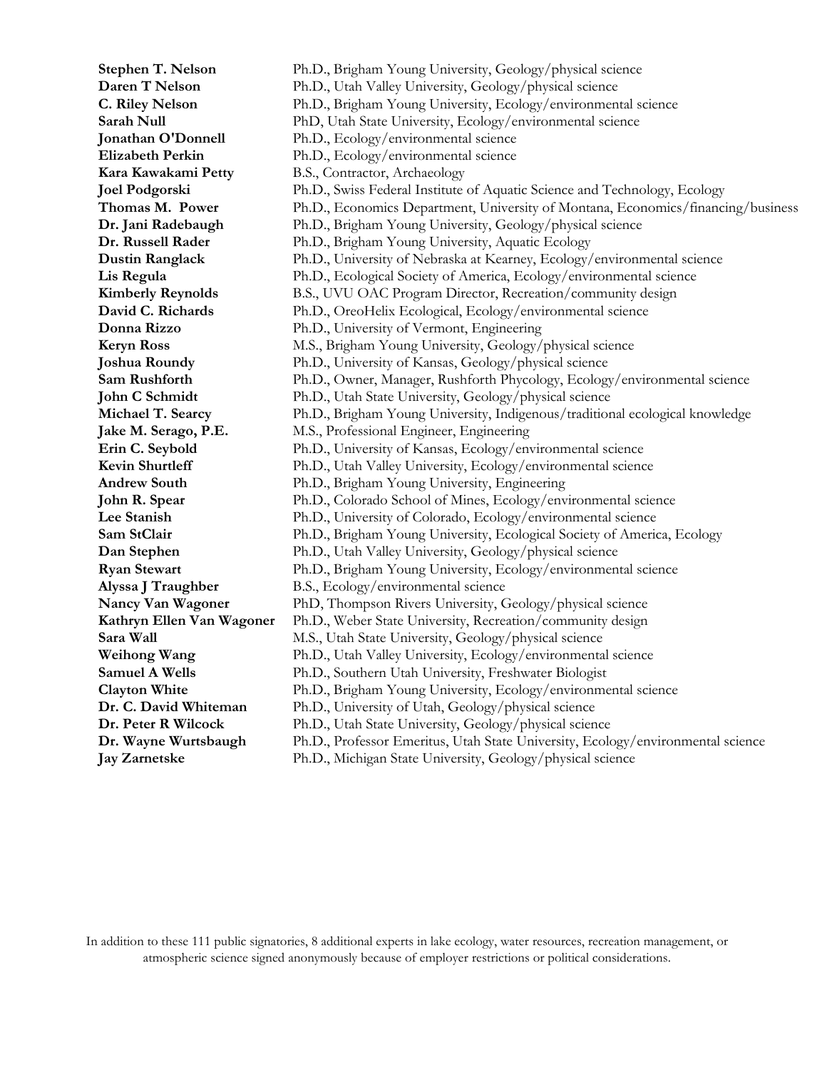| | |
|---|---|
| **Stephen T. Nelson** | Ph.D., Brigham Young University, Geology/physical science |
| **Daren T Nelson** | Ph.D., Utah Valley University, Geology/physical science |
| **C. Riley Nelson** | Ph.D., Brigham Young University, Ecology/environmental science |
| **Sarah Null** | PhD, Utah State University, Ecology/environmental science |
| **Jonathan O'Donnell** | Ph.D., Ecology/environmental science |
| **Elizabeth Perkin** | Ph.D., Ecology/environmental science |
| **Kara Kawakami Petty** | B.S., Contractor, Archaeology |
| **Joel Podgorski** | Ph.D., Swiss Federal Institute of Aquatic Science and Technology, Ecology |
| **Thomas M. Power** | Ph.D., Economics Department, University of Montana, Economics/financing/business |
| **Dr. Jani Radebaugh** | Ph.D., Brigham Young University, Geology/physical science |
| **Dr. Russell Rader** | Ph.D., Brigham Young University, Aquatic Ecology |
| **Dustin Ranglack** | Ph.D., University of Nebraska at Kearney, Ecology/environmental science |
| **Lis Regula** | Ph.D., Ecological Society of America, Ecology/environmental science |
| **Kimberly Reynolds** | B.S., UVU OAC Program Director, Recreation/community design |
| **David C. Richards** | Ph.D., OreoHelix Ecological, Ecology/environmental science |
| **Donna Rizzo** | Ph.D., University of Vermont, Engineering |
| **Keryn Ross** | M.S., Brigham Young University, Geology/physical science |
| **Joshua Roundy** | Ph.D., University of Kansas, Geology/physical science |
| **Sam Rushforth** | Ph.D., Owner, Manager, Rushforth Phycology, Ecology/environmental science |
| **John C Schmidt** | Ph.D., Utah State University, Geology/physical science |
| **Michael T. Searcy** | Ph.D., Brigham Young University, Indigenous/traditional ecological knowledge |
| **Jake M. Serago, P.E.** | M.S., Professional Engineer, Engineering |
| **Erin C. Seybold** | Ph.D., University of Kansas, Ecology/environmental science |
| **Kevin Shurtleff** | Ph.D., Utah Valley University, Ecology/environmental science |
| **Andrew South** | Ph.D., Brigham Young University, Engineering |
| **John R. Spear** | Ph.D., Colorado School of Mines, Ecology/environmental science |
| **Lee Stanish** | Ph.D., University of Colorado, Ecology/environmental science |
| **Sam StClair** | Ph.D., Brigham Young University, Ecological Society of America, Ecology |
| **Dan Stephen** | Ph.D., Utah Valley University, Geology/physical science |
| **Ryan Stewart** | Ph.D., Brigham Young University, Ecology/environmental science |
| **Alyssa J Traughber** | B.S., Ecology/environmental science |
| **Nancy Van Wagoner** | PhD, Thompson Rivers University, Geology/physical science |
| **Kathryn Ellen Van Wagoner** | Ph.D., Weber State University, Recreation/community design |
| **Sara Wall** | M.S., Utah State University, Geology/physical science |
| **Weihong Wang** | Ph.D., Utah Valley University, Ecology/environmental science |
| **Samuel A Wells** | Ph.D., Southern Utah University, Freshwater Biologist |
| **Clayton White** | Ph.D., Brigham Young University, Ecology/environmental science |
| **Dr. C. David Whiteman** | Ph.D., University of Utah, Geology/physical science |
| **Dr. Peter R Wilcock** | Ph.D., Utah State University, Geology/physical science |
| **Dr. Wayne Wurtsbaugh** | Ph.D., Professor Emeritus, Utah State University, Ecology/environmental science |
| **Jay Zarnetske** | Ph.D., Michigan State University, Geology/physical science |

In addition to these 111 public signatories, 8 additional experts in lake ecology, water resources, recreation management, or atmospheric science signed anonymously because of employer restrictions or political considerations.